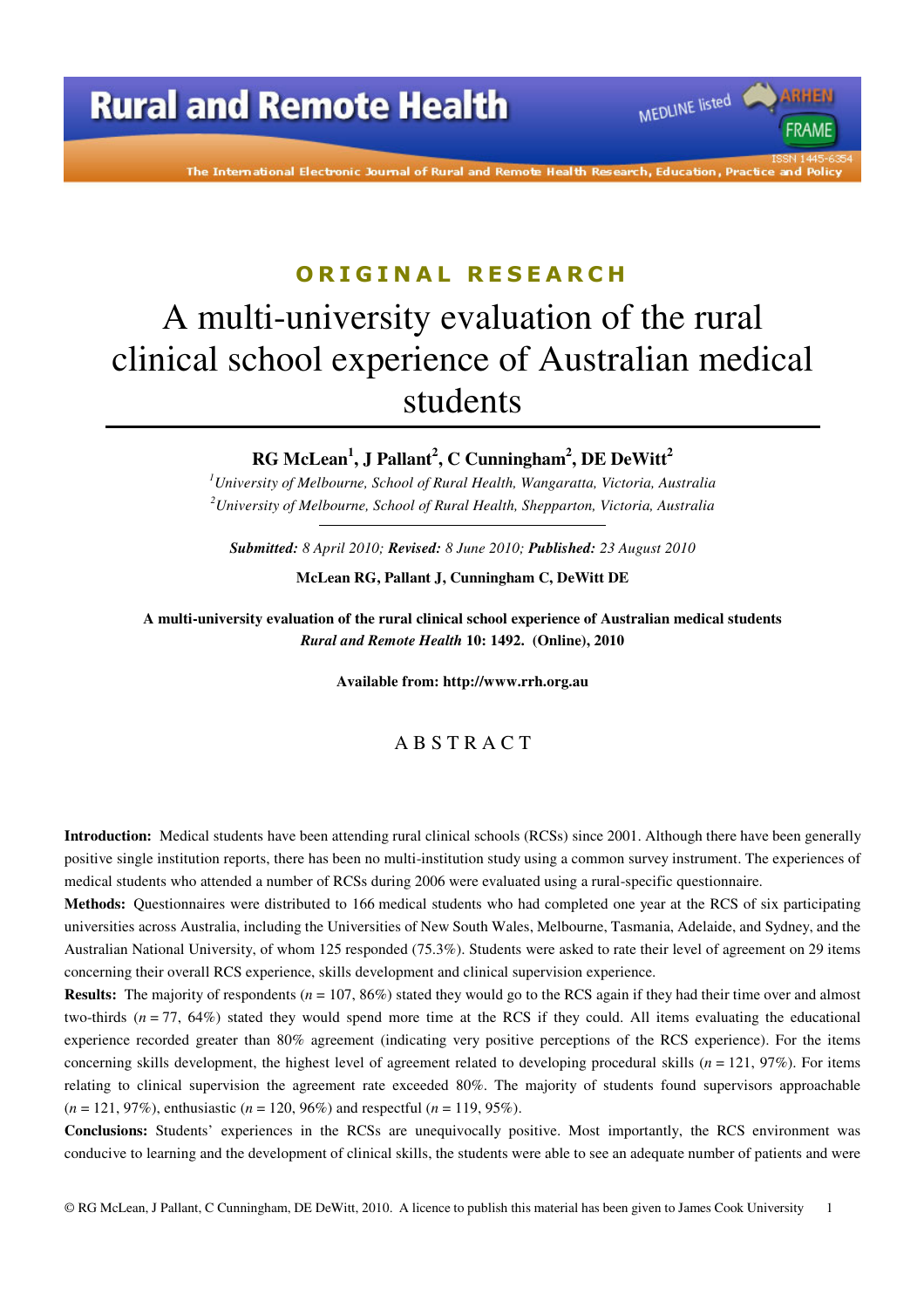ORIGINAL RESEARCH

# A multi-university evaluation of the rural clinical school experience of Australian medical students

**RG McLean[1], J Pallant[2], C Cunningham[2], DE DeWitt[2]**

[1]*University of Melbourne, School of Rural Health, Wangaratta, Victoria, Australia*
[2]*University of Melbourne, School of Rural Health, Shepparton, Victoria, Australia*

***Submitted:** 8 April 2010; **Revised:** 8 June 2010; **Published:** 23 August 2010*

**McLean RG, Pallant J, Cunningham C, DeWitt DE**

**A multi-university evaluation of the rural clinical school experience of Australian medical students**
***Rural and Remote Health* 10: 1492. (Online), 2010**

**Available from: http://www.rrh.org.au**

## ABSTRACT

**Introduction:** Medical students have been attending rural clinical schools (RCSs) since 2001. Although there have been generally positive single institution reports, there has been no multi-institution study using a common survey instrument. The experiences of medical students who attended a number of RCSs during 2006 were evaluated using a rural-specific questionnaire.

**Methods:** Questionnaires were distributed to 166 medical students who had completed one year at the RCS of six participating universities across Australia, including the Universities of New South Wales, Melbourne, Tasmania, Adelaide, and Sydney, and the Australian National University, of whom 125 responded (75.3%). Students were asked to rate their level of agreement on 29 items concerning their overall RCS experience, skills development and clinical supervision experience.

**Results:** The majority of respondents (*n* = 107, 86%) stated they would go to the RCS again if they had their time over and almost two-thirds (*n* = 77, 64%) stated they would spend more time at the RCS if they could. All items evaluating the educational experience recorded greater than 80% agreement (indicating very positive perceptions of the RCS experience). For the items concerning skills development, the highest level of agreement related to developing procedural skills (*n* = 121, 97%). For items relating to clinical supervision the agreement rate exceeded 80%. The majority of students found supervisors approachable (*n* = 121, 97%), enthusiastic (*n* = 120, 96%) and respectful (*n* = 119, 95%).

**Conclusions:** Students' experiences in the RCSs are unequivocally positive. Most importantly, the RCS environment was conducive to learning and the development of clinical skills, the students were able to see an adequate number of patients and were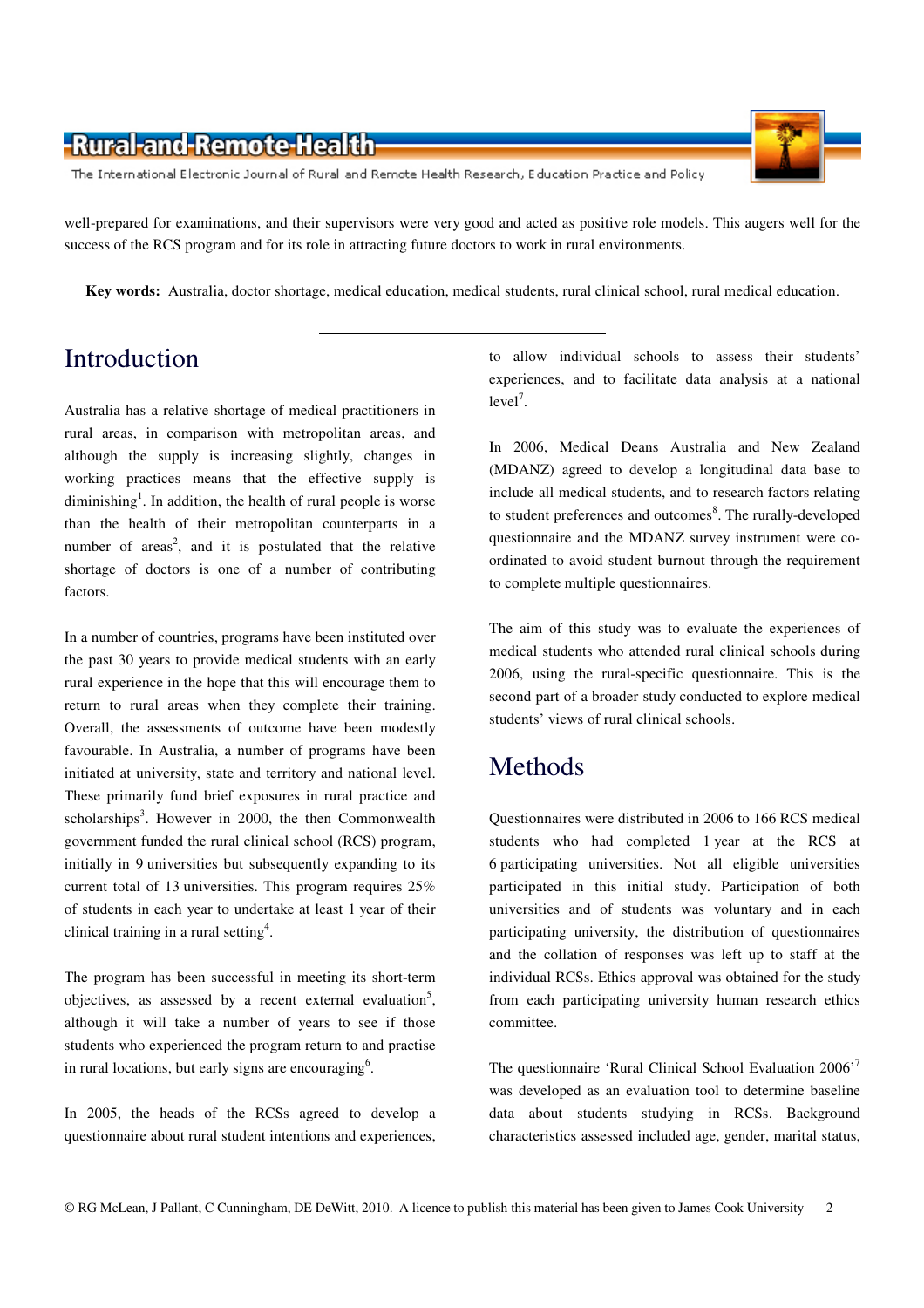well-prepared for examinations, and their supervisors were very good and acted as positive role models. This augers well for the success of the RCS program and for its role in attracting future doctors to work in rural environments.

**Key words:** Australia, doctor shortage, medical education, medical students, rural clinical school, rural medical education.

# Introduction

Australia has a relative shortage of medical practitioners in rural areas, in comparison with metropolitan areas, and although the supply is increasing slightly, changes in working practices means that the effective supply is diminishing[1]. In addition, the health of rural people is worse than the health of their metropolitan counterparts in a number of areas[2], and it is postulated that the relative shortage of doctors is one of a number of contributing factors.

In a number of countries, programs have been instituted over the past 30 years to provide medical students with an early rural experience in the hope that this will encourage them to return to rural areas when they complete their training. Overall, the assessments of outcome have been modestly favourable. In Australia, a number of programs have been initiated at university, state and territory and national level. These primarily fund brief exposures in rural practice and scholarships[3]. However in 2000, the then Commonwealth government funded the rural clinical school (RCS) program, initially in 9 universities but subsequently expanding to its current total of 13 universities. This program requires 25% of students in each year to undertake at least 1 year of their clinical training in a rural setting[4].

The program has been successful in meeting its short-term objectives, as assessed by a recent external evaluation[5], although it will take a number of years to see if those students who experienced the program return to and practise in rural locations, but early signs are encouraging[6].

In 2005, the heads of the RCSs agreed to develop a questionnaire about rural student intentions and experiences, to allow individual schools to assess their students' experiences, and to facilitate data analysis at a national level[7].

In 2006, Medical Deans Australia and New Zealand (MDANZ) agreed to develop a longitudinal data base to include all medical students, and to research factors relating to student preferences and outcomes[8]. The rurally-developed questionnaire and the MDANZ survey instrument were co-ordinated to avoid student burnout through the requirement to complete multiple questionnaires.

The aim of this study was to evaluate the experiences of medical students who attended rural clinical schools during 2006, using the rural-specific questionnaire. This is the second part of a broader study conducted to explore medical students' views of rural clinical schools.

# Methods

Questionnaires were distributed in 2006 to 166 RCS medical students who had completed 1 year at the RCS at 6 participating universities. Not all eligible universities participated in this initial study. Participation of both universities and of students was voluntary and in each participating university, the distribution of questionnaires and the collation of responses was left up to staff at the individual RCSs. Ethics approval was obtained for the study from each participating university human research ethics committee.

The questionnaire 'Rural Clinical School Evaluation 2006'[7] was developed as an evaluation tool to determine baseline data about students studying in RCSs. Background characteristics assessed included age, gender, marital status,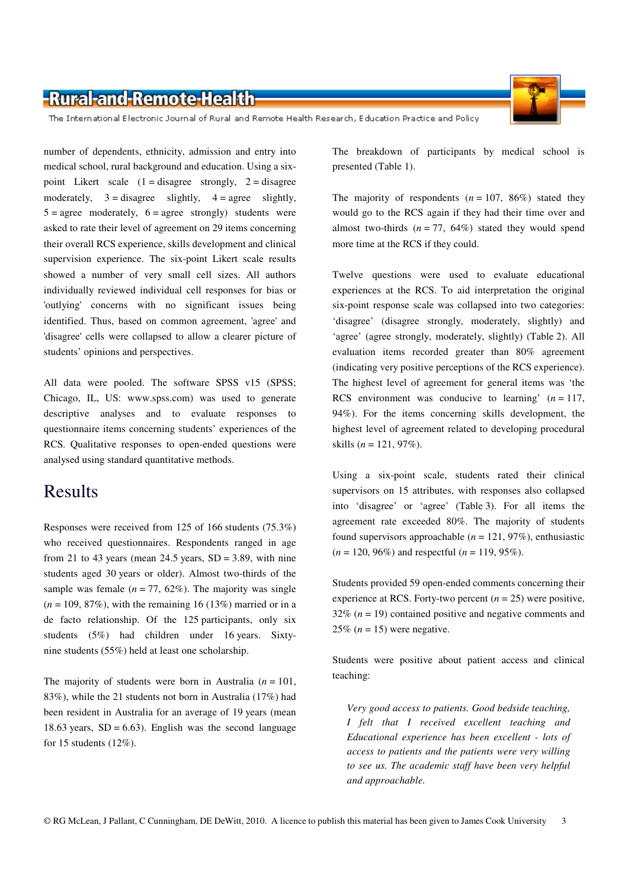number of dependents, ethnicity, admission and entry into medical school, rural background and education. Using a six-point Likert scale (1 = disagree strongly, 2 = disagree moderately, 3 = disagree slightly, 4 = agree slightly, 5 = agree moderately, 6 = agree strongly) students were asked to rate their level of agreement on 29 items concerning their overall RCS experience, skills development and clinical supervision experience. The six-point Likert scale results showed a number of very small cell sizes. All authors individually reviewed individual cell responses for bias or 'outlying' concerns with no significant issues being identified. Thus, based on common agreement, 'agree' and 'disagree' cells were collapsed to allow a clearer picture of students' opinions and perspectives.

All data were pooled. The software SPSS v15 (SPSS; Chicago, IL, US: www.spss.com) was used to generate descriptive analyses and to evaluate responses to questionnaire items concerning students' experiences of the RCS. Qualitative responses to open-ended questions were analysed using standard quantitative methods.

# Results

Responses were received from 125 of 166 students (75.3%) who received questionnaires. Respondents ranged in age from 21 to 43 years (mean 24.5 years, SD = 3.89, with nine students aged 30 years or older). Almost two-thirds of the sample was female (*n* = 77, 62%). The majority was single (*n* = 109, 87%), with the remaining 16 (13%) married or in a de facto relationship. Of the 125 participants, only six students (5%) had children under 16 years. Sixty-nine students (55%) held at least one scholarship.

The majority of students were born in Australia (*n* = 101, 83%), while the 21 students not born in Australia (17%) had been resident in Australia for an average of 19 years (mean 18.63 years, SD = 6.63). English was the second language for 15 students (12%).

The breakdown of participants by medical school is presented (Table 1).

The majority of respondents (*n* = 107, 86%) stated they would go to the RCS again if they had their time over and almost two-thirds (*n* = 77, 64%) stated they would spend more time at the RCS if they could.

Twelve questions were used to evaluate educational experiences at the RCS. To aid interpretation the original six-point response scale was collapsed into two categories: 'disagree' (disagree strongly, moderately, slightly) and 'agree' (agree strongly, moderately, slightly) (Table 2). All evaluation items recorded greater than 80% agreement (indicating very positive perceptions of the RCS experience). The highest level of agreement for general items was 'the RCS environment was conducive to learning' (*n* = 117, 94%). For the items concerning skills development, the highest level of agreement related to developing procedural skills (*n* = 121, 97%).

Using a six-point scale, students rated their clinical supervisors on 15 attributes, with responses also collapsed into 'disagree' or 'agree' (Table 3). For all items the agreement rate exceeded 80%. The majority of students found supervisors approachable (*n* = 121, 97%), enthusiastic (*n* = 120, 96%) and respectful (*n* = 119, 95%).

Students provided 59 open-ended comments concerning their experience at RCS. Forty-two percent (*n* = 25) were positive, 32% (*n* = 19) contained positive and negative comments and 25% (*n* = 15) were negative.

Students were positive about patient access and clinical teaching:

> *Very good access to patients. Good bedside teaching, I felt that I received excellent teaching and Educational experience has been excellent - lots of access to patients and the patients were very willing to see us. The academic staff have been very helpful and approachable.*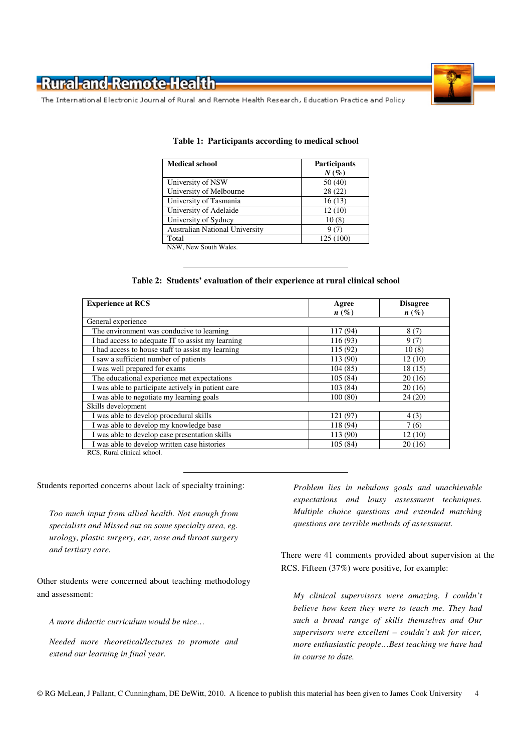**Table 1: Participants according to medical school**

| Medical school | Participants *N* (%) |
|---|---|
| University of NSW | 50 (40) |
| University of Melbourne | 28 (22) |
| University of Tasmania | 16 (13) |
| University of Adelaide | 12 (10) |
| University of Sydney | 10 (8) |
| Australian National University | 9 (7) |
| Total | 125 (100) |

NSW, New South Wales.

**Table 2: Students' evaluation of their experience at rural clinical school**

| Experience at RCS | Agree *n* (%) | Disagree *n* (%) |
|---|---|---|
| General experience | | |
| The environment was conducive to learning | 117 (94) | 8 (7) |
| I had access to adequate IT to assist my learning | 116 (93) | 9 (7) |
| I had access to house staff to assist my learning | 115 (92) | 10 (8) |
| I saw a sufficient number of patients | 113 (90) | 12 (10) |
| I was well prepared for exams | 104 (85) | 18 (15) |
| The educational experience met expectations | 105 (84) | 20 (16) |
| I was able to participate actively in patient care | 103 (84) | 20 (16) |
| I was able to negotiate my learning goals | 100 (80) | 24 (20) |
| Skills development | | |
| I was able to develop procedural skills | 121 (97) | 4 (3) |
| I was able to develop my knowledge base | 118 (94) | 7 (6) |
| I was able to develop case presentation skills | 113 (90) | 12 (10) |
| I was able to develop written case histories | 105 (84) | 20 (16) |

RCS, Rural clinical school.

Students reported concerns about lack of specialty training:

> *Too much input from allied health. Not enough from specialists and Missed out on some specialty area, eg. urology, plastic surgery, ear, nose and throat surgery and tertiary care.*

Other students were concerned about teaching methodology and assessment:

> *A more didactic curriculum would be nice…*

> *Needed more theoretical/lectures to promote and extend our learning in final year.*

> *Problem lies in nebulous goals and unachievable expectations and lousy assessment techniques. Multiple choice questions and extended matching questions are terrible methods of assessment.*

There were 41 comments provided about supervision at the RCS. Fifteen (37%) were positive, for example:

> *My clinical supervisors were amazing. I couldn't believe how keen they were to teach me. They had such a broad range of skills themselves and Our supervisors were excellent – couldn't ask for nicer, more enthusiastic people…Best teaching we have had in course to date.*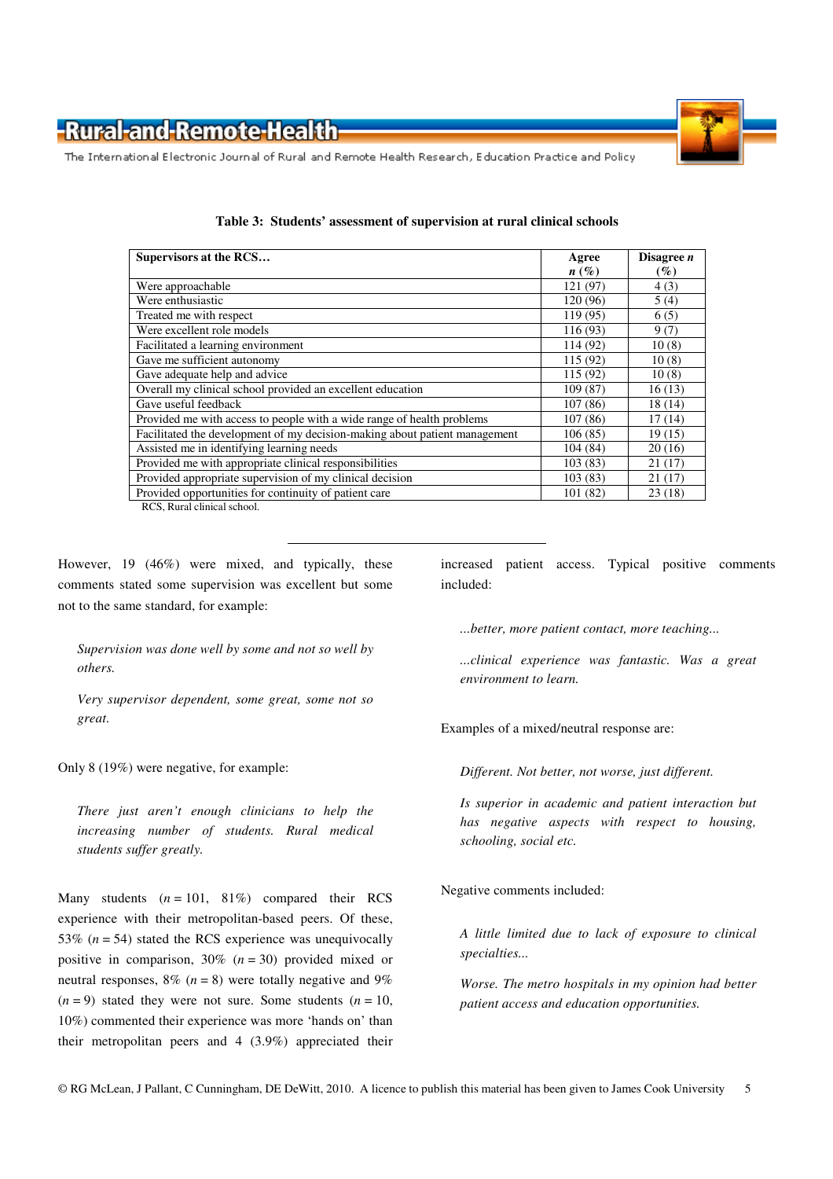**Table 3: Students' assessment of supervision at rural clinical schools**

| Supervisors at the RCS… | Agree *n* (%) | Disagree *n* (%) |
|---|---|---|
| Were approachable | 121 (97) | 4 (3) |
| Were enthusiastic | 120 (96) | 5 (4) |
| Treated me with respect | 119 (95) | 6 (5) |
| Were excellent role models | 116 (93) | 9 (7) |
| Facilitated a learning environment | 114 (92) | 10 (8) |
| Gave me sufficient autonomy | 115 (92) | 10 (8) |
| Gave adequate help and advice | 115 (92) | 10 (8) |
| Overall my clinical school provided an excellent education | 109 (87) | 16 (13) |
| Gave useful feedback | 107 (86) | 18 (14) |
| Provided me with access to people with a wide range of health problems | 107 (86) | 17 (14) |
| Facilitated the development of my decision-making about patient management | 106 (85) | 19 (15) |
| Assisted me in identifying learning needs | 104 (84) | 20 (16) |
| Provided me with appropriate clinical responsibilities | 103 (83) | 21 (17) |
| Provided appropriate supervision of my clinical decision | 103 (83) | 21 (17) |
| Provided opportunities for continuity of patient care | 101 (82) | 23 (18) |

RCS, Rural clinical school.

However, 19 (46%) were mixed, and typically, these comments stated some supervision was excellent but some not to the same standard, for example:

> *Supervision was done well by some and not so well by others.*
>
> *Very supervisor dependent, some great, some not so great.*

Only 8 (19%) were negative, for example:

> *There just aren't enough clinicians to help the increasing number of students. Rural medical students suffer greatly.*

Many students (*n* = 101, 81%) compared their RCS experience with their metropolitan-based peers. Of these, 53% (*n* = 54) stated the RCS experience was unequivocally positive in comparison, 30% (*n* = 30) provided mixed or neutral responses, 8% (*n* = 8) were totally negative and 9% (*n* = 9) stated they were not sure. Some students (*n* = 10, 10%) commented their experience was more 'hands on' than their metropolitan peers and 4 (3.9%) appreciated their increased patient access. Typical positive comments included:

> *...better, more patient contact, more teaching...*
>
> *...clinical experience was fantastic. Was a great environment to learn.*

Examples of a mixed/neutral response are:

> *Different. Not better, not worse, just different.*
>
> *Is superior in academic and patient interaction but has negative aspects with respect to housing, schooling, social etc.*

Negative comments included:

> *A little limited due to lack of exposure to clinical specialties...*
>
> *Worse. The metro hospitals in my opinion had better patient access and education opportunities.*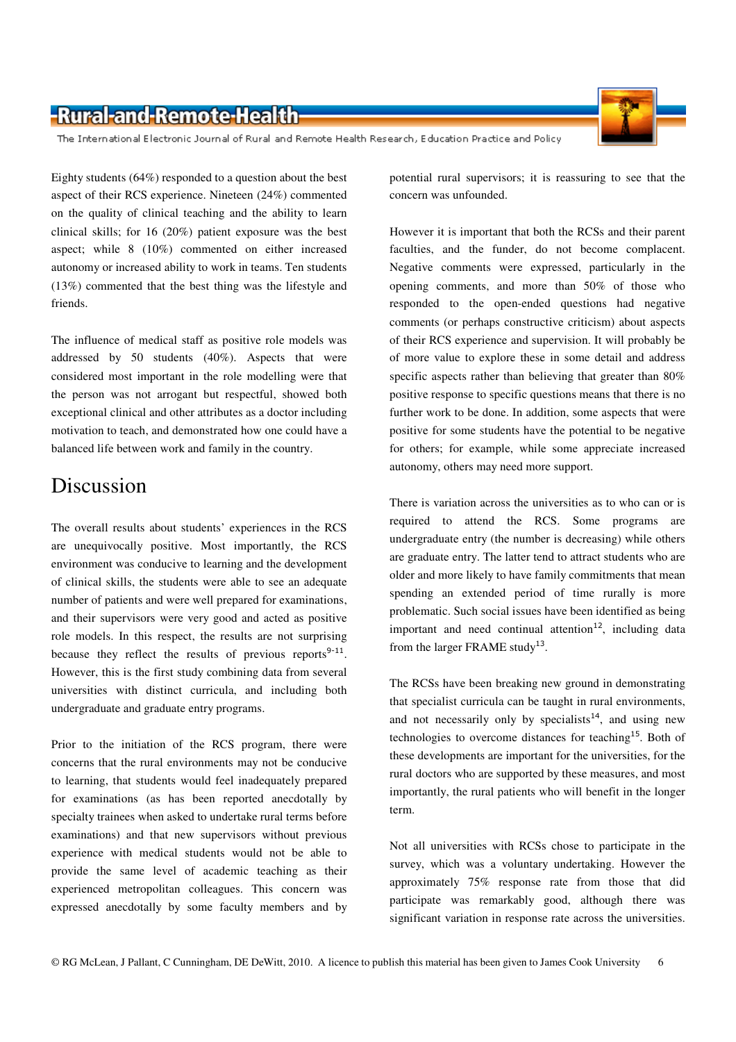Eighty students (64%) responded to a question about the best aspect of their RCS experience. Nineteen (24%) commented on the quality of clinical teaching and the ability to learn clinical skills; for 16 (20%) patient exposure was the best aspect; while 8 (10%) commented on either increased autonomy or increased ability to work in teams. Ten students (13%) commented that the best thing was the lifestyle and friends.

The influence of medical staff as positive role models was addressed by 50 students (40%). Aspects that were considered most important in the role modelling were that the person was not arrogant but respectful, showed both exceptional clinical and other attributes as a doctor including motivation to teach, and demonstrated how one could have a balanced life between work and family in the country.

## Discussion

The overall results about students' experiences in the RCS are unequivocally positive. Most importantly, the RCS environment was conducive to learning and the development of clinical skills, the students were able to see an adequate number of patients and were well prepared for examinations, and their supervisors were very good and acted as positive role models. In this respect, the results are not surprising because they reflect the results of previous reports[9-11]. However, this is the first study combining data from several universities with distinct curricula, and including both undergraduate and graduate entry programs.

Prior to the initiation of the RCS program, there were concerns that the rural environments may not be conducive to learning, that students would feel inadequately prepared for examinations (as has been reported anecdotally by specialty trainees when asked to undertake rural terms before examinations) and that new supervisors without previous experience with medical students would not be able to provide the same level of academic teaching as their experienced metropolitan colleagues. This concern was expressed anecdotally by some faculty members and by potential rural supervisors; it is reassuring to see that the concern was unfounded.

However it is important that both the RCSs and their parent faculties, and the funder, do not become complacent. Negative comments were expressed, particularly in the opening comments, and more than 50% of those who responded to the open-ended questions had negative comments (or perhaps constructive criticism) about aspects of their RCS experience and supervision. It will probably be of more value to explore these in some detail and address specific aspects rather than believing that greater than 80% positive response to specific questions means that there is no further work to be done. In addition, some aspects that were positive for some students have the potential to be negative for others; for example, while some appreciate increased autonomy, others may need more support.

There is variation across the universities as to who can or is required to attend the RCS. Some programs are undergraduate entry (the number is decreasing) while others are graduate entry. The latter tend to attract students who are older and more likely to have family commitments that mean spending an extended period of time rurally is more problematic. Such social issues have been identified as being important and need continual attention[12], including data from the larger FRAME study[13].

The RCSs have been breaking new ground in demonstrating that specialist curricula can be taught in rural environments, and not necessarily only by specialists[14], and using new technologies to overcome distances for teaching[15]. Both of these developments are important for the universities, for the rural doctors who are supported by these measures, and most importantly, the rural patients who will benefit in the longer term.

Not all universities with RCSs chose to participate in the survey, which was a voluntary undertaking. However the approximately 75% response rate from those that did participate was remarkably good, although there was significant variation in response rate across the universities.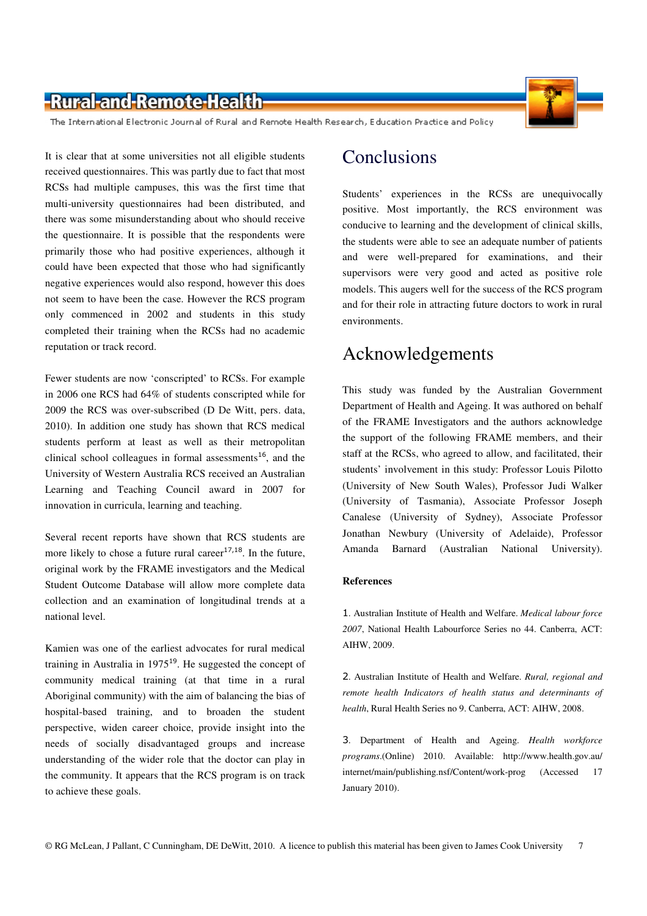It is clear that at some universities not all eligible students received questionnaires. This was partly due to fact that most RCSs had multiple campuses, this was the first time that multi-university questionnaires had been distributed, and there was some misunderstanding about who should receive the questionnaire. It is possible that the respondents were primarily those who had positive experiences, although it could have been expected that those who had significantly negative experiences would also respond, however this does not seem to have been the case. However the RCS program only commenced in 2002 and students in this study completed their training when the RCSs had no academic reputation or track record.

Fewer students are now 'conscripted' to RCSs. For example in 2006 one RCS had 64% of students conscripted while for 2009 the RCS was over-subscribed (D De Witt, pers. data, 2010). In addition one study has shown that RCS medical students perform at least as well as their metropolitan clinical school colleagues in formal assessments[16], and the University of Western Australia RCS received an Australian Learning and Teaching Council award in 2007 for innovation in curricula, learning and teaching.

Several recent reports have shown that RCS students are more likely to chose a future rural career[17,18]. In the future, original work by the FRAME investigators and the Medical Student Outcome Database will allow more complete data collection and an examination of longitudinal trends at a national level.

Kamien was one of the earliest advocates for rural medical training in Australia in 1975[19]. He suggested the concept of community medical training (at that time in a rural Aboriginal community) with the aim of balancing the bias of hospital-based training, and to broaden the student perspective, widen career choice, provide insight into the needs of socially disadvantaged groups and increase understanding of the wider role that the doctor can play in the community. It appears that the RCS program is on track to achieve these goals.

# Conclusions

Students' experiences in the RCSs are unequivocally positive. Most importantly, the RCS environment was conducive to learning and the development of clinical skills, the students were able to see an adequate number of patients and were well-prepared for examinations, and their supervisors were very good and acted as positive role models. This augers well for the success of the RCS program and for their role in attracting future doctors to work in rural environments.

# Acknowledgements

This study was funded by the Australian Government Department of Health and Ageing. It was authored on behalf of the FRAME Investigators and the authors acknowledge the support of the following FRAME members, and their staff at the RCSs, who agreed to allow, and facilitated, their students' involvement in this study: Professor Louis Pilotto (University of New South Wales), Professor Judi Walker (University of Tasmania), Associate Professor Joseph Canalese (University of Sydney), Associate Professor Jonathan Newbury (University of Adelaide), Professor Amanda Barnard (Australian National University).

**References**

1. Australian Institute of Health and Welfare. *Medical labour force 2007*, National Health Labourforce Series no 44. Canberra, ACT: AIHW, 2009.

2. Australian Institute of Health and Welfare. *Rural, regional and remote health Indicators of health status and determinants of health*, Rural Health Series no 9. Canberra, ACT: AIHW, 2008.

3. Department of Health and Ageing. *Health workforce programs*.(Online) 2010. Available: http://www.health.gov.au/internet/main/publishing.nsf/Content/work-prog (Accessed 17 January 2010).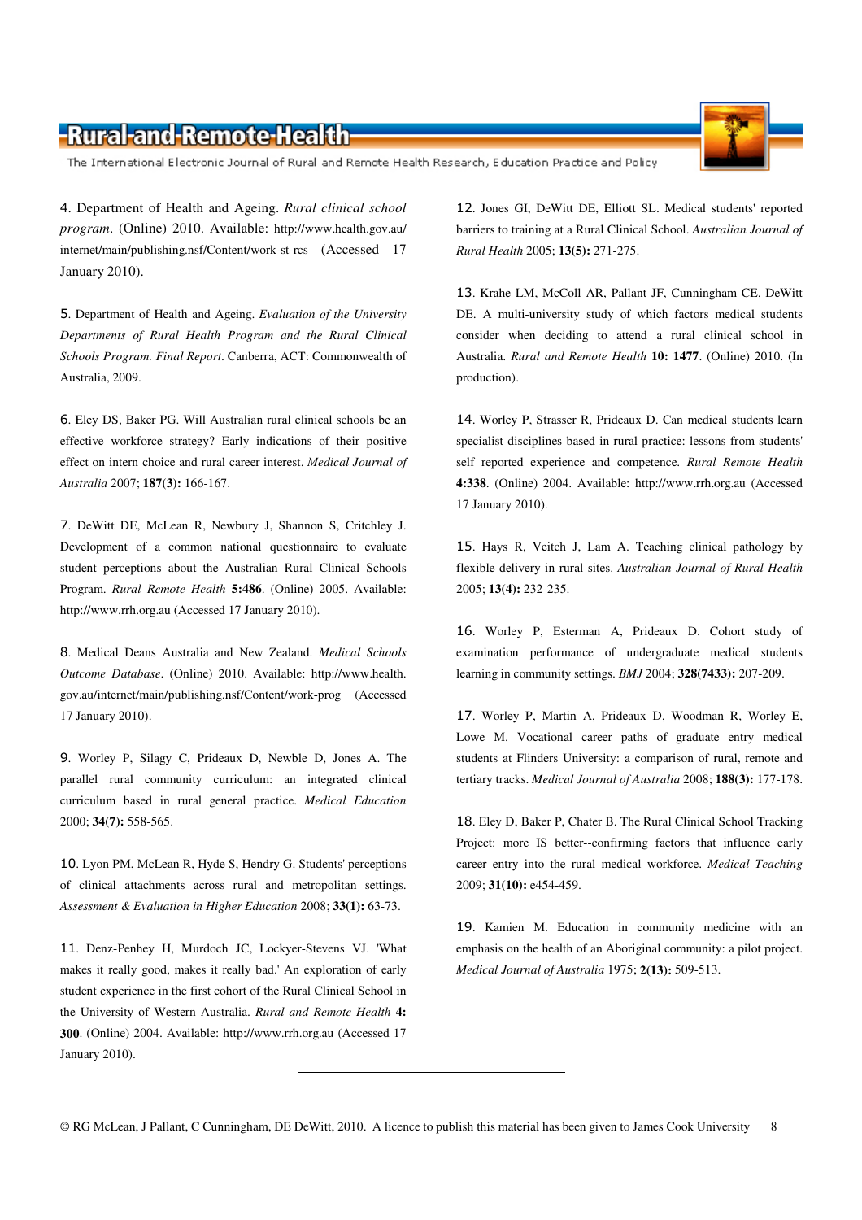4. Department of Health and Ageing. *Rural clinical school program*. (Online) 2010. Available: http://www.health.gov.au/internet/main/publishing.nsf/Content/work-st-rcs (Accessed 17 January 2010).

5. Department of Health and Ageing. *Evaluation of the University Departments of Rural Health Program and the Rural Clinical Schools Program. Final Report*. Canberra, ACT: Commonwealth of Australia, 2009.

6. Eley DS, Baker PG. Will Australian rural clinical schools be an effective workforce strategy? Early indications of their positive effect on intern choice and rural career interest. *Medical Journal of Australia* 2007; **187(3):** 166-167.

7. DeWitt DE, McLean R, Newbury J, Shannon S, Critchley J. Development of a common national questionnaire to evaluate student perceptions about the Australian Rural Clinical Schools Program. *Rural Remote Health* **5:486**. (Online) 2005. Available: http://www.rrh.org.au (Accessed 17 January 2010).

8. Medical Deans Australia and New Zealand. *Medical Schools Outcome Database*. (Online) 2010. Available: http://www.health.gov.au/internet/main/publishing.nsf/Content/work-prog (Accessed 17 January 2010).

9. Worley P, Silagy C, Prideaux D, Newble D, Jones A. The parallel rural community curriculum: an integrated clinical curriculum based in rural general practice. *Medical Education* 2000; **34(7):** 558-565.

10. Lyon PM, McLean R, Hyde S, Hendry G. Students' perceptions of clinical attachments across rural and metropolitan settings. *Assessment & Evaluation in Higher Education* 2008; **33(1):** 63-73.

11. Denz-Penhey H, Murdoch JC, Lockyer-Stevens VJ. 'What makes it really good, makes it really bad.' An exploration of early student experience in the first cohort of the Rural Clinical School in the University of Western Australia. *Rural and Remote Health* **4: 300**. (Online) 2004. Available: http://www.rrh.org.au (Accessed 17 January 2010).

12. Jones GI, DeWitt DE, Elliott SL. Medical students' reported barriers to training at a Rural Clinical School. *Australian Journal of Rural Health* 2005; **13(5):** 271-275.

13. Krahe LM, McColl AR, Pallant JF, Cunningham CE, DeWitt DE. A multi-university study of which factors medical students consider when deciding to attend a rural clinical school in Australia. *Rural and Remote Health* **10: 1477**. (Online) 2010. (In production).

14. Worley P, Strasser R, Prideaux D. Can medical students learn specialist disciplines based in rural practice: lessons from students' self reported experience and competence. *Rural Remote Health* **4:338**. (Online) 2004. Available: http://www.rrh.org.au (Accessed 17 January 2010).

15. Hays R, Veitch J, Lam A. Teaching clinical pathology by flexible delivery in rural sites. *Australian Journal of Rural Health* 2005; **13(4):** 232-235.

16. Worley P, Esterman A, Prideaux D. Cohort study of examination performance of undergraduate medical students learning in community settings. *BMJ* 2004; **328(7433):** 207-209.

17. Worley P, Martin A, Prideaux D, Woodman R, Worley E, Lowe M. Vocational career paths of graduate entry medical students at Flinders University: a comparison of rural, remote and tertiary tracks. *Medical Journal of Australia* 2008; **188(3):** 177-178.

18. Eley D, Baker P, Chater B. The Rural Clinical School Tracking Project: more IS better--confirming factors that influence early career entry into the rural medical workforce. *Medical Teaching* 2009; **31(10):** e454-459.

19. Kamien M. Education in community medicine with an emphasis on the health of an Aboriginal community: a pilot project. *Medical Journal of Australia* 1975; **2(13):** 509-513.

---

© RG McLean, J Pallant, C Cunningham, DE DeWitt, 2010. A licence to publish this material has been given to James Cook University